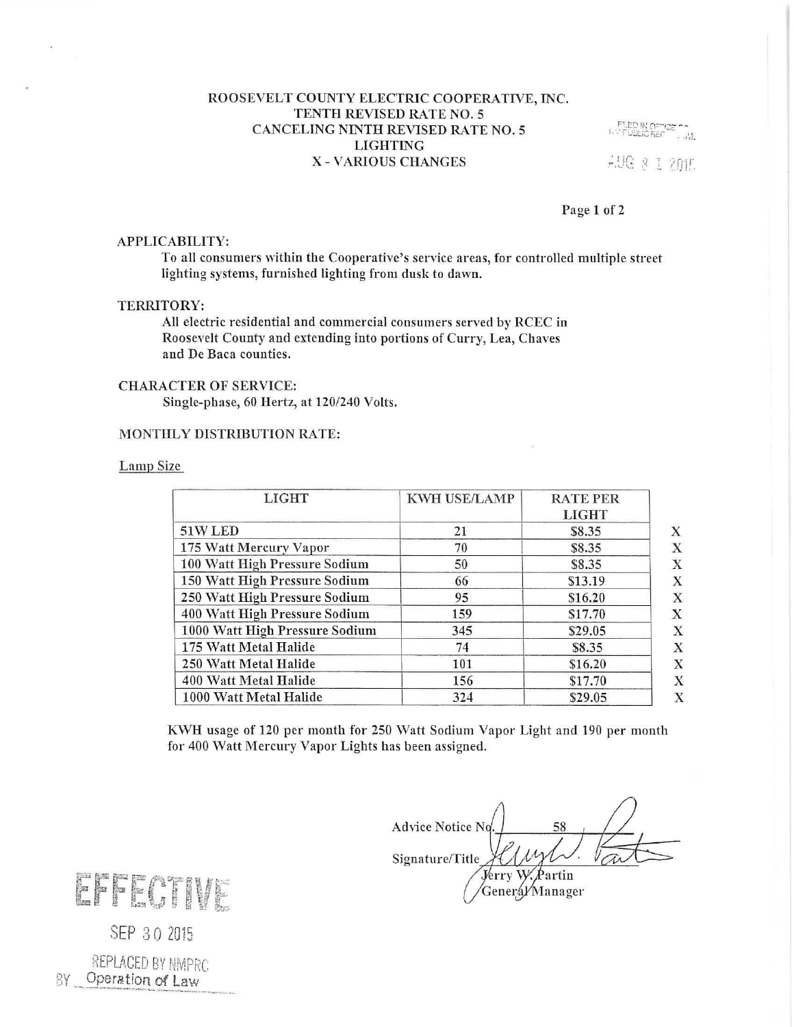ROOSEVELT COUNTY ELECTRIC COOPERATIVE, INC.
TENTH REVISED RATE NO. 5
CANCELING NINTH REVISED RATE NO. 5
LIGHTING
X - VARIOUS CHANGES

FILED IN OFFICE OF NM PUBLIC REG. COMM.
AUG 3 1 2015

APPLICABILITY:

To all consumers within the Cooperative's service areas, for controlled multiple street lighting systems, furnished lighting from dusk to dawn.

TERRITORY:

All electric residential and commercial consumers served by RCEC in Roosevelt County and extending into portions of Curry, Lea, Chaves and De Baca counties.

CHARACTER OF SERVICE:

Single-phase, 60 Hertz, at 120/240 Volts.

MONTHLY DISTRIBUTION RATE:

Lamp Size

| LIGHT | KWH USE/LAMP | RATE PER LIGHT | |
|---|---|---|---|
| 51W LED | 21 | $8.35 | X |
| 175 Watt Mercury Vapor | 70 | $8.35 | X |
| 100 Watt High Pressure Sodium | 50 | $8.35 | X |
| 150 Watt High Pressure Sodium | 66 | $13.19 | X |
| 250 Watt High Pressure Sodium | 95 | $16.20 | X |
| 400 Watt High Pressure Sodium | 159 | $17.70 | X |
| 1000 Watt High Pressure Sodium | 345 | $29.05 | X |
| 175 Watt Metal Halide | 74 | $8.35 | X |
| 250 Watt Metal Halide | 101 | $16.20 | X |
| 400 Watt Metal Halide | 156 | $17.70 | X |
| 1000 Watt Metal Halide | 324 | $29.05 | X |

KWH usage of 120 per month for 250 Watt Sodium Vapor Light and 190 per month for 400 Watt Mercury Vapor Lights has been assigned.

Advice Notice No. 58

Signature/Title Jerry W. Partin
General Manager

EFFECTIVE

SEP 30 2015

REPLACED BY NMPRC
BY Operation of Law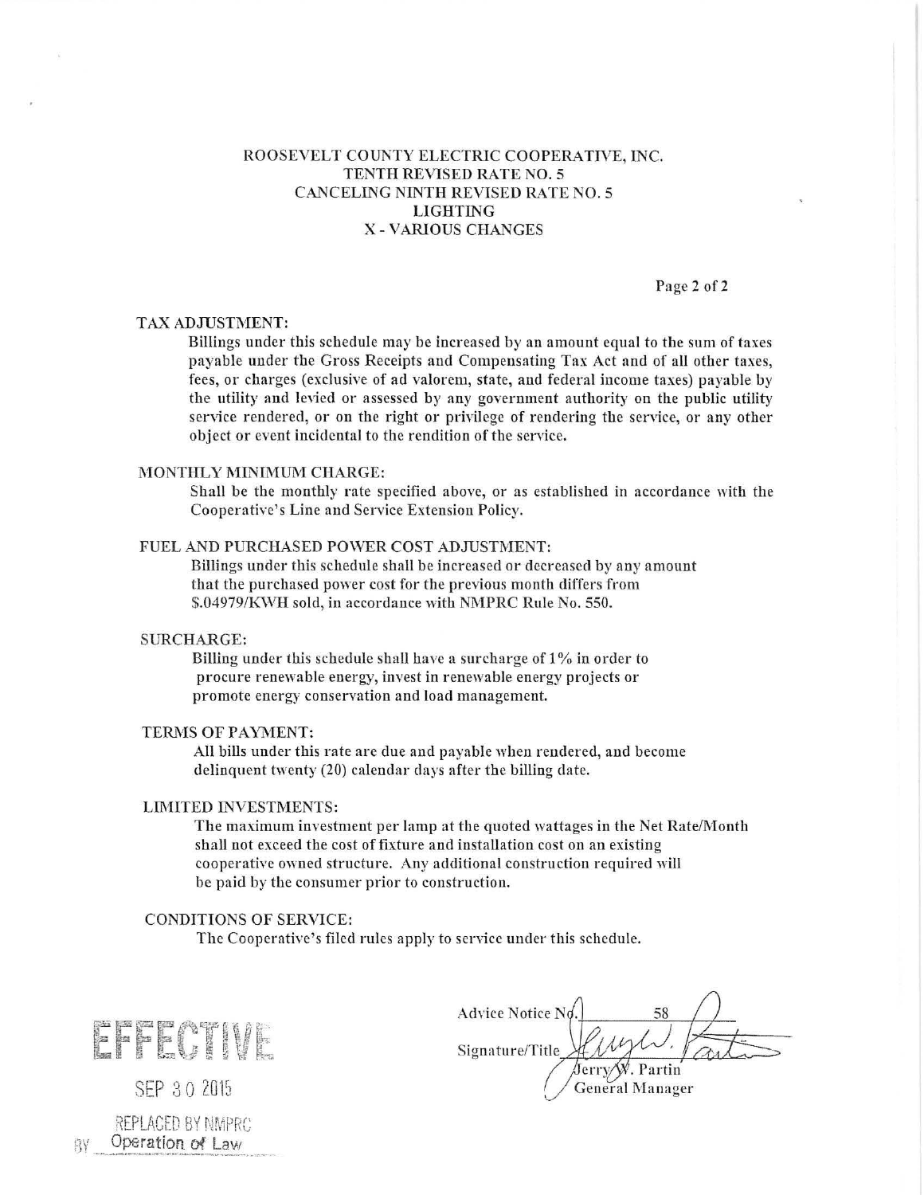ROOSEVELT COUNTY ELECTRIC COOPERATIVE, INC.
TENTH REVISED RATE NO. 5
CANCELING NINTH REVISED RATE NO. 5
LIGHTING
X - VARIOUS CHANGES

### TAX ADJUSTMENT:

Billings under this schedule may be increased by an amount equal to the sum of taxes payable under the Gross Receipts and Compensating Tax Act and of all other taxes, fees, or charges (exclusive of ad valorem, state, and federal income taxes) payable by the utility and levied or assessed by any government authority on the public utility service rendered, or on the right or privilege of rendering the service, or any other object or event incidental to the rendition of the service.

### MONTHLY MINIMUM CHARGE:

Shall be the monthly rate specified above, or as established in accordance with the Cooperative's Line and Service Extension Policy.

### FUEL AND PURCHASED POWER COST ADJUSTMENT:

Billings under this schedule shall be increased or decreased by any amount that the purchased power cost for the previous month differs from $.04979/KWH sold, in accordance with NMPRC Rule No. 550.

### SURCHARGE:

Billing under this schedule shall have a surcharge of 1% in order to procure renewable energy, invest in renewable energy projects or promote energy conservation and load management.

### TERMS OF PAYMENT:

All bills under this rate are due and payable when rendered, and become delinquent twenty (20) calendar days after the billing date.

### LIMITED INVESTMENTS:

The maximum investment per lamp at the quoted wattages in the Net Rate/Month shall not exceed the cost of fixture and installation cost on an existing cooperative owned structure. Any additional construction required will be paid by the consumer prior to construction.

### CONDITIONS OF SERVICE:

The Cooperative's filed rules apply to service under this schedule.

EFFECTIVE
SEP 30 2015
REPLACED BY NMPRC
BY Operation of Law

Advice Notice No. 58
Signature/Title
Jerry W. Partin
General Manager